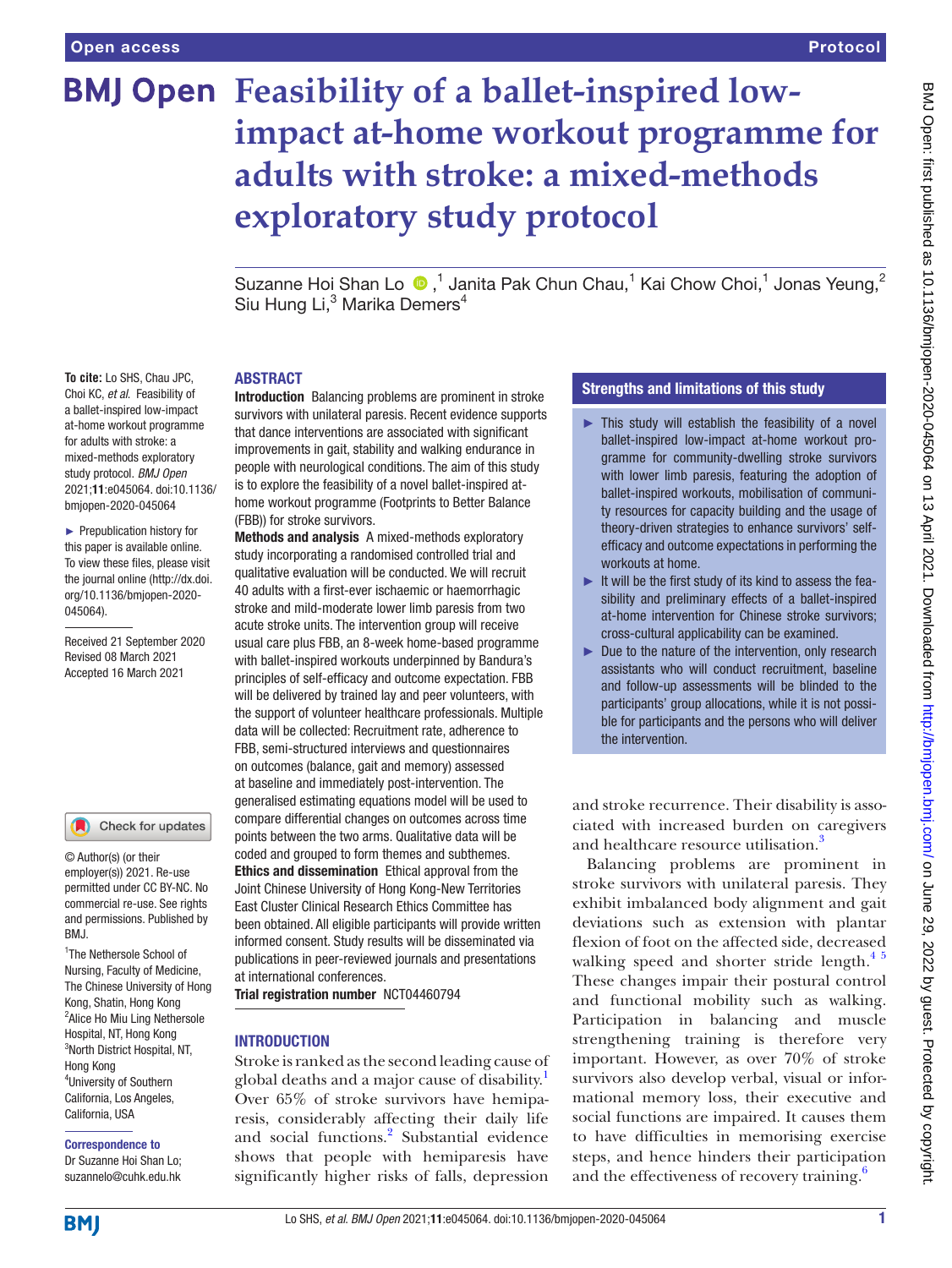Open access | Protocol

# Feasibility of a ballet-inspired low-impact at-home workout programme for adults with stroke: a mixed-methods exploratory study protocol

Suzanne Hoi Shan Lo[1], Janita Pak Chun Chau[1], Kai Chow Choi[1], Jonas Yeung[2], Siu Hung Li[3], Marika Demers[4]

**To cite:** Lo SHS, Chau JPC, Choi KC, *et al*. Feasibility of a ballet-inspired low-impact at-home workout programme for adults with stroke: a mixed-methods exploratory study protocol. *BMJ Open* 2021;**11**:e045064. doi:10.1136/bmjopen-2020-045064

► Prepublication history for this paper is available online. To view these files, please visit the journal online (http://dx.doi.org/10.1136/bmjopen-2020-045064).

Received 21 September 2020
Revised 08 March 2021
Accepted 16 March 2021

© Author(s) (or their employer(s)) 2021. Re-use permitted under CC BY-NC. No commercial re-use. See rights and permissions. Published by BMJ.

[1]The Nethersole School of Nursing, Faculty of Medicine, The Chinese University of Hong Kong, Shatin, Hong Kong
[2]Alice Ho Miu Ling Nethersole Hospital, NT, Hong Kong
[3]North District Hospital, NT, Hong Kong
[4]University of Southern California, Los Angeles, California, USA

**Correspondence to**
Dr Suzanne Hoi Shan Lo; suzannelo@cuhk.edu.hk

## ABSTRACT

**Introduction** Balancing problems are prominent in stroke survivors with unilateral paresis. Recent evidence supports that dance interventions are associated with significant improvements in gait, stability and walking endurance in people with neurological conditions. The aim of this study is to explore the feasibility of a novel ballet-inspired at-home workout programme (Footprints to Better Balance (FBB)) for stroke survivors.

**Methods and analysis** A mixed-methods exploratory study incorporating a randomised controlled trial and qualitative evaluation will be conducted. We will recruit 40 adults with a first-ever ischaemic or haemorrhagic stroke and mild-moderate lower limb paresis from two acute stroke units. The intervention group will receive usual care plus FBB, an 8-week home-based programme with ballet-inspired workouts underpinned by Bandura's principles of self-efficacy and outcome expectation. FBB will be delivered by trained lay and peer volunteers, with the support of volunteer healthcare professionals. Multiple data will be collected: Recruitment rate, adherence to FBB, semi-structured interviews and questionnaires on outcomes (balance, gait and memory) assessed at baseline and immediately post-intervention. The generalised estimating equations model will be used to compare differential changes on outcomes across time points between the two arms. Qualitative data will be coded and grouped to form themes and subthemes.

**Ethics and dissemination** Ethical approval from the Joint Chinese University of Hong Kong-New Territories East Cluster Clinical Research Ethics Committee has been obtained. All eligible participants will provide written informed consent. Study results will be disseminated via publications in peer-reviewed journals and presentations at international conferences.

**Trial registration number** NCT04460794

## Strengths and limitations of this study

- ► This study will establish the feasibility of a novel ballet-inspired low-impact at-home workout programme for community-dwelling stroke survivors with lower limb paresis, featuring the adoption of ballet-inspired workouts, mobilisation of community resources for capacity building and the usage of theory-driven strategies to enhance survivors' self-efficacy and outcome expectations in performing the workouts at home.
- ► It will be the first study of its kind to assess the feasibility and preliminary effects of a ballet-inspired at-home intervention for Chinese stroke survivors; cross-cultural applicability can be examined.
- ► Due to the nature of the intervention, only research assistants who will conduct recruitment, baseline and follow-up assessments will be blinded to the participants' group allocations, while it is not possible for participants and the persons who will deliver the intervention.

## INTRODUCTION

Stroke is ranked as the second leading cause of global deaths and a major cause of disability.[1] Over 65% of stroke survivors have hemiparesis, considerably affecting their daily life and social functions.[2] Substantial evidence shows that people with hemiparesis have significantly higher risks of falls, depression and stroke recurrence. Their disability is associated with increased burden on caregivers and healthcare resource utilisation.[3]

Balancing problems are prominent in stroke survivors with unilateral paresis. They exhibit imbalanced body alignment and gait deviations such as extension with plantar flexion of foot on the affected side, decreased walking speed and shorter stride length.[4,5] These changes impair their postural control and functional mobility such as walking. Participation in balancing and muscle strengthening training is therefore very important. However, as over 70% of stroke survivors also develop verbal, visual or informational memory loss, their executive and social functions are impaired. It causes them to have difficulties in memorising exercise steps, and hence hinders their participation and the effectiveness of recovery training.[6]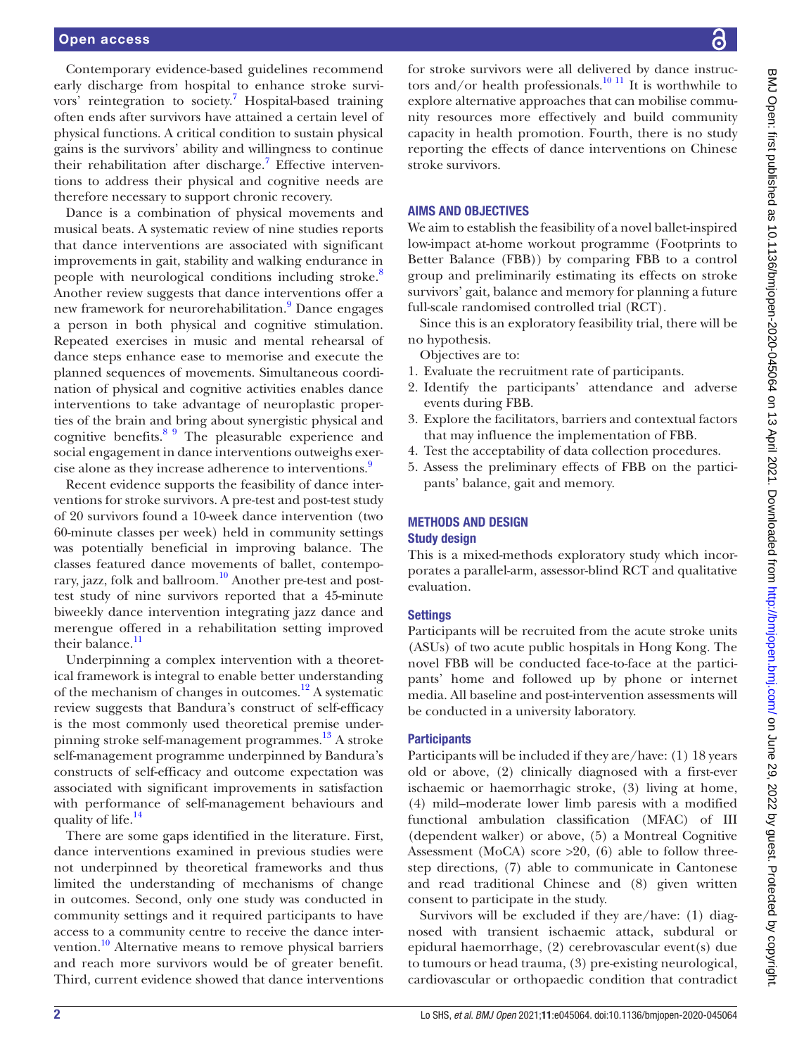Contemporary evidence-based guidelines recommend early discharge from hospital to enhance stroke survivors' reintegration to society.[7] Hospital-based training often ends after survivors have attained a certain level of physical functions. A critical condition to sustain physical gains is the survivors' ability and willingness to continue their rehabilitation after discharge.[7] Effective interventions to address their physical and cognitive needs are therefore necessary to support chronic recovery.

Dance is a combination of physical movements and musical beats. A systematic review of nine studies reports that dance interventions are associated with significant improvements in gait, stability and walking endurance in people with neurological conditions including stroke.[8] Another review suggests that dance interventions offer a new framework for neurorehabilitation.[9] Dance engages a person in both physical and cognitive stimulation. Repeated exercises in music and mental rehearsal of dance steps enhance ease to memorise and execute the planned sequences of movements. Simultaneous coordination of physical and cognitive activities enables dance interventions to take advantage of neuroplastic properties of the brain and bring about synergistic physical and cognitive benefits.[8 9] The pleasurable experience and social engagement in dance interventions outweighs exercise alone as they increase adherence to interventions.[9]

Recent evidence supports the feasibility of dance interventions for stroke survivors. A pre-test and post-test study of 20 survivors found a 10-week dance intervention (two 60-minute classes per week) held in community settings was potentially beneficial in improving balance. The classes featured dance movements of ballet, contemporary, jazz, folk and ballroom.[10] Another pre-test and post-test study of nine survivors reported that a 45-minute biweekly dance intervention integrating jazz dance and merengue offered in a rehabilitation setting improved their balance.[11]

Underpinning a complex intervention with a theoretical framework is integral to enable better understanding of the mechanism of changes in outcomes.[12] A systematic review suggests that Bandura's construct of self-efficacy is the most commonly used theoretical premise underpinning stroke self-management programmes.[13] A stroke self-management programme underpinned by Bandura's constructs of self-efficacy and outcome expectation was associated with significant improvements in satisfaction with performance of self-management behaviours and quality of life.[14]

There are some gaps identified in the literature. First, dance interventions examined in previous studies were not underpinned by theoretical frameworks and thus limited the understanding of mechanisms of change in outcomes. Second, only one study was conducted in community settings and it required participants to have access to a community centre to receive the dance intervention.[10] Alternative means to remove physical barriers and reach more survivors would be of greater benefit. Third, current evidence showed that dance interventions for stroke survivors were all delivered by dance instructors and/or health professionals.[10 11] It is worthwhile to explore alternative approaches that can mobilise community resources more effectively and build community capacity in health promotion. Fourth, there is no study reporting the effects of dance interventions on Chinese stroke survivors.

## AIMS AND OBJECTIVES

We aim to establish the feasibility of a novel ballet-inspired low-impact at-home workout programme (Footprints to Better Balance (FBB)) by comparing FBB to a control group and preliminarily estimating its effects on stroke survivors' gait, balance and memory for planning a future full-scale randomised controlled trial (RCT).

Since this is an exploratory feasibility trial, there will be no hypothesis.

Objectives are to:

1. Evaluate the recruitment rate of participants.
2. Identify the participants' attendance and adverse events during FBB.
3. Explore the facilitators, barriers and contextual factors that may influence the implementation of FBB.
4. Test the acceptability of data collection procedures.
5. Assess the preliminary effects of FBB on the participants' balance, gait and memory.

## METHODS AND DESIGN

### Study design

This is a mixed-methods exploratory study which incorporates a parallel-arm, assessor-blind RCT and qualitative evaluation.

### Settings

Participants will be recruited from the acute stroke units (ASUs) of two acute public hospitals in Hong Kong. The novel FBB will be conducted face-to-face at the participants' home and followed up by phone or internet media. All baseline and post-intervention assessments will be conducted in a university laboratory.

### Participants

Participants will be included if they are/have: (1) 18 years old or above, (2) clinically diagnosed with a first-ever ischaemic or haemorrhagic stroke, (3) living at home, (4) mild–moderate lower limb paresis with a modified functional ambulation classification (MFAC) of III (dependent walker) or above, (5) a Montreal Cognitive Assessment (MoCA) score >20, (6) able to follow three-step directions, (7) able to communicate in Cantonese and read traditional Chinese and (8) given written consent to participate in the study.

Survivors will be excluded if they are/have: (1) diagnosed with transient ischaemic attack, subdural or epidural haemorrhage, (2) cerebrovascular event(s) due to tumours or head trauma, (3) pre-existing neurological, cardiovascular or orthopaedic condition that contradict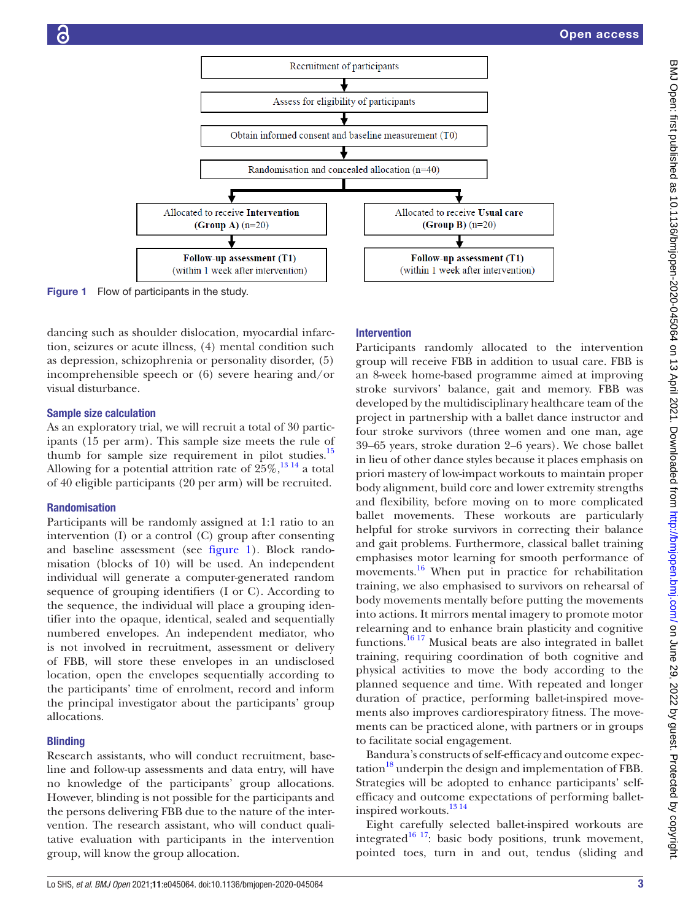Recruitment of participants

↓

Assess for eligibility of participants

↓

Obtain informed consent and baseline measurement (T0)

↓

Randomisation and concealed allocation (n=40)

| Allocated to receive **Intervention** **(Group A)** (n=20) | Allocated to receive **Usual care** **(Group B)** (n=20) |
|---|---|
| **Follow-up assessment (T1)** (within 1 week after intervention) | **Follow-up assessment (T1)** (within 1 week after intervention) |

**Figure 1** Flow of participants in the study.

dancing such as shoulder dislocation, myocardial infarction, seizures or acute illness, (4) mental condition such as depression, schizophrenia or personality disorder, (5) incomprehensible speech or (6) severe hearing and/or visual disturbance.

## Sample size calculation

As an exploratory trial, we will recruit a total of 30 participants (15 per arm). This sample size meets the rule of thumb for sample size requirement in pilot studies.[15] Allowing for a potential attrition rate of 25%,[13 14] a total of 40 eligible participants (20 per arm) will be recruited.

## Randomisation

Participants will be randomly assigned at 1:1 ratio to an intervention (I) or a control (C) group after consenting and baseline assessment (see figure 1). Block randomisation (blocks of 10) will be used. An independent individual will generate a computer-generated random sequence of grouping identifiers (I or C). According to the sequence, the individual will place a grouping identifier into the opaque, identical, sealed and sequentially numbered envelopes. An independent mediator, who is not involved in recruitment, assessment or delivery of FBB, will store these envelopes in an undisclosed location, open the envelopes sequentially according to the participants' time of enrolment, record and inform the principal investigator about the participants' group allocations.

## Blinding

Research assistants, who will conduct recruitment, baseline and follow-up assessments and data entry, will have no knowledge of the participants' group allocations. However, blinding is not possible for the participants and the persons delivering FBB due to the nature of the intervention. The research assistant, who will conduct qualitative evaluation with participants in the intervention group, will know the group allocation.

## Intervention

Participants randomly allocated to the intervention group will receive FBB in addition to usual care. FBB is an 8-week home-based programme aimed at improving stroke survivors' balance, gait and memory. FBB was developed by the multidisciplinary healthcare team of the project in partnership with a ballet dance instructor and four stroke survivors (three women and one man, age 39–65 years, stroke duration 2–6 years). We chose ballet in lieu of other dance styles because it places emphasis on priori mastery of low-impact workouts to maintain proper body alignment, build core and lower extremity strengths and flexibility, before moving on to more complicated ballet movements. These workouts are particularly helpful for stroke survivors in correcting their balance and gait problems. Furthermore, classical ballet training emphasises motor learning for smooth performance of movements.[16] When put in practice for rehabilitation training, we also emphasised to survivors on rehearsal of body movements mentally before putting the movements into actions. It mirrors mental imagery to promote motor relearning and to enhance brain plasticity and cognitive functions.[16 17] Musical beats are also integrated in ballet training, requiring coordination of both cognitive and physical activities to move the body according to the planned sequence and time. With repeated and longer duration of practice, performing ballet-inspired movements also improves cardiorespiratory fitness. The movements can be practiced alone, with partners or in groups to facilitate social engagement.

Bandura's constructs of self-efficacy and outcome expectation[18] underpin the design and implementation of FBB. Strategies will be adopted to enhance participants' self-efficacy and outcome expectations of performing ballet-inspired workouts.[13 14]

Eight carefully selected ballet-inspired workouts are integrated[16 17]: basic body positions, trunk movement, pointed toes, turn in and out, tendus (sliding and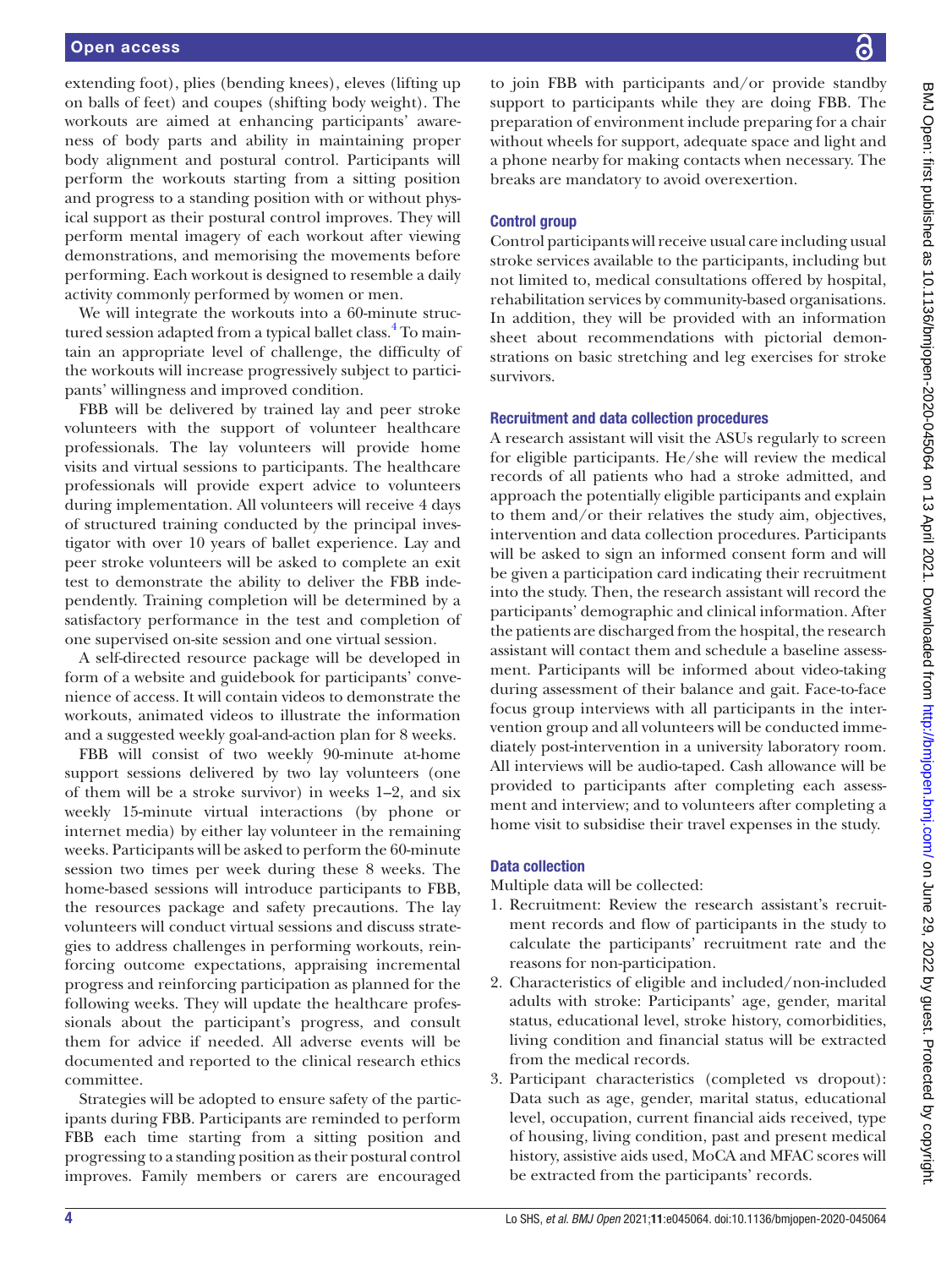extending foot), plies (bending knees), eleves (lifting up on balls of feet) and coupes (shifting body weight). The workouts are aimed at enhancing participants' awareness of body parts and ability in maintaining proper body alignment and postural control. Participants will perform the workouts starting from a sitting position and progress to a standing position with or without physical support as their postural control improves. They will perform mental imagery of each workout after viewing demonstrations, and memorising the movements before performing. Each workout is designed to resemble a daily activity commonly performed by women or men.

We will integrate the workouts into a 60-minute structured session adapted from a typical ballet class.[4] To maintain an appropriate level of challenge, the difficulty of the workouts will increase progressively subject to participants' willingness and improved condition.

FBB will be delivered by trained lay and peer stroke volunteers with the support of volunteer healthcare professionals. The lay volunteers will provide home visits and virtual sessions to participants. The healthcare professionals will provide expert advice to volunteers during implementation. All volunteers will receive 4 days of structured training conducted by the principal investigator with over 10 years of ballet experience. Lay and peer stroke volunteers will be asked to complete an exit test to demonstrate the ability to deliver the FBB independently. Training completion will be determined by a satisfactory performance in the test and completion of one supervised on-site session and one virtual session.

A self-directed resource package will be developed in form of a website and guidebook for participants' convenience of access. It will contain videos to demonstrate the workouts, animated videos to illustrate the information and a suggested weekly goal-and-action plan for 8 weeks.

FBB will consist of two weekly 90-minute at-home support sessions delivered by two lay volunteers (one of them will be a stroke survivor) in weeks 1–2, and six weekly 15-minute virtual interactions (by phone or internet media) by either lay volunteer in the remaining weeks. Participants will be asked to perform the 60-minute session two times per week during these 8 weeks. The home-based sessions will introduce participants to FBB, the resources package and safety precautions. The lay volunteers will conduct virtual sessions and discuss strategies to address challenges in performing workouts, reinforcing outcome expectations, appraising incremental progress and reinforcing participation as planned for the following weeks. They will update the healthcare professionals about the participant's progress, and consult them for advice if needed. All adverse events will be documented and reported to the clinical research ethics committee.

Strategies will be adopted to ensure safety of the participants during FBB. Participants are reminded to perform FBB each time starting from a sitting position and progressing to a standing position as their postural control improves. Family members or carers are encouraged to join FBB with participants and/or provide standby support to participants while they are doing FBB. The preparation of environment include preparing for a chair without wheels for support, adequate space and light and a phone nearby for making contacts when necessary. The breaks are mandatory to avoid overexertion.

### Control group

Control participants will receive usual care including usual stroke services available to the participants, including but not limited to, medical consultations offered by hospital, rehabilitation services by community-based organisations. In addition, they will be provided with an information sheet about recommendations with pictorial demonstrations on basic stretching and leg exercises for stroke survivors.

### Recruitment and data collection procedures

A research assistant will visit the ASUs regularly to screen for eligible participants. He/she will review the medical records of all patients who had a stroke admitted, and approach the potentially eligible participants and explain to them and/or their relatives the study aim, objectives, intervention and data collection procedures. Participants will be asked to sign an informed consent form and will be given a participation card indicating their recruitment into the study. Then, the research assistant will record the participants' demographic and clinical information. After the patients are discharged from the hospital, the research assistant will contact them and schedule a baseline assessment. Participants will be informed about video-taking during assessment of their balance and gait. Face-to-face focus group interviews with all participants in the intervention group and all volunteers will be conducted immediately post-intervention in a university laboratory room. All interviews will be audio-taped. Cash allowance will be provided to participants after completing each assessment and interview; and to volunteers after completing a home visit to subsidise their travel expenses in the study.

### Data collection

Multiple data will be collected:

1. Recruitment: Review the research assistant's recruitment records and flow of participants in the study to calculate the participants' recruitment rate and the reasons for non-participation.
2. Characteristics of eligible and included/non-included adults with stroke: Participants' age, gender, marital status, educational level, stroke history, comorbidities, living condition and financial status will be extracted from the medical records.
3. Participant characteristics (completed vs dropout): Data such as age, gender, marital status, educational level, occupation, current financial aids received, type of housing, living condition, past and present medical history, assistive aids used, MoCA and MFAC scores will be extracted from the participants' records.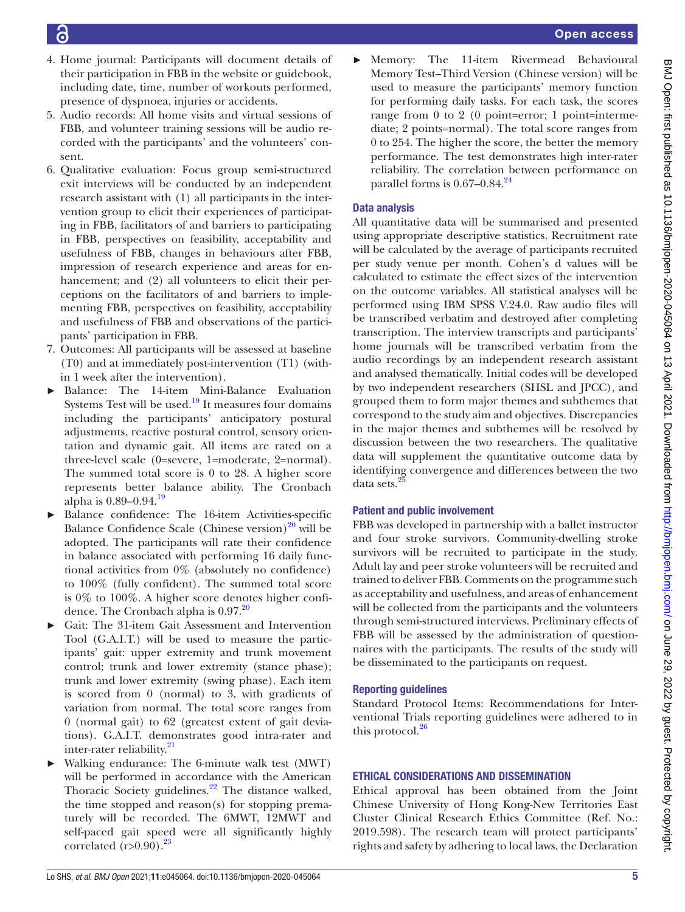4. Home journal: Participants will document details of their participation in FBB in the website or guidebook, including date, time, number of workouts performed, presence of dyspnoea, injuries or accidents.
5. Audio records: All home visits and virtual sessions of FBB, and volunteer training sessions will be audio recorded with the participants' and the volunteers' consent.
6. Qualitative evaluation: Focus group semi-structured exit interviews will be conducted by an independent research assistant with (1) all participants in the intervention group to elicit their experiences of participating in FBB, facilitators of and barriers to participating in FBB, perspectives on feasibility, acceptability and usefulness of FBB, changes in behaviours after FBB, impression of research experience and areas for enhancement; and (2) all volunteers to elicit their perceptions on the facilitators of and barriers to implementing FBB, perspectives on feasibility, acceptability and usefulness of FBB and observations of the participants' participation in FBB.
7. Outcomes: All participants will be assessed at baseline (T0) and at immediately post-intervention (T1) (within 1 week after the intervention).

- Balance: The 14-item Mini-Balance Evaluation Systems Test will be used.[19] It measures four domains including the participants' anticipatory postural adjustments, reactive postural control, sensory orientation and dynamic gait. All items are rated on a three-level scale (0=severe, 1=moderate, 2=normal). The summed total score is 0 to 28. A higher score represents better balance ability. The Cronbach alpha is 0.89–0.94.[19]
- Balance confidence: The 16-item Activities-specific Balance Confidence Scale (Chinese version)[20] will be adopted. The participants will rate their confidence in balance associated with performing 16 daily functional activities from 0% (absolutely no confidence) to 100% (fully confident). The summed total score is 0% to 100%. A higher score denotes higher confidence. The Cronbach alpha is 0.97.[20]
- Gait: The 31-item Gait Assessment and Intervention Tool (G.A.I.T.) will be used to measure the participants' gait: upper extremity and trunk movement control; trunk and lower extremity (stance phase); trunk and lower extremity (swing phase). Each item is scored from 0 (normal) to 3, with gradients of variation from normal. The total score ranges from 0 (normal gait) to 62 (greatest extent of gait deviations). G.A.I.T. demonstrates good intra-rater and inter-rater reliability.[21]
- Walking endurance: The 6-minute walk test (MWT) will be performed in accordance with the American Thoracic Society guidelines.[22] The distance walked, the time stopped and reason(s) for stopping prematurely will be recorded. The 6MWT, 12MWT and self-paced gait speed were all significantly highly correlated ($r>0.90$).[23]
- Memory: The 11-item Rivermead Behavioural Memory Test–Third Version (Chinese version) will be used to measure the participants' memory function for performing daily tasks. For each task, the scores range from 0 to 2 (0 point=error; 1 point=intermediate; 2 points=normal). The total score ranges from 0 to 254. The higher the score, the better the memory performance. The test demonstrates high inter-rater reliability. The correlation between performance on parallel forms is 0.67–0.84.[24]

### Data analysis

All quantitative data will be summarised and presented using appropriate descriptive statistics. Recruitment rate will be calculated by the average of participants recruited per study venue per month. Cohen's d values will be calculated to estimate the effect sizes of the intervention on the outcome variables. All statistical analyses will be performed using IBM SPSS V.24.0. Raw audio files will be transcribed verbatim and destroyed after completing transcription. The interview transcripts and participants' home journals will be transcribed verbatim from the audio recordings by an independent research assistant and analysed thematically. Initial codes will be developed by two independent researchers (SHSL and JPCC), and grouped them to form major themes and subthemes that correspond to the study aim and objectives. Discrepancies in the major themes and subthemes will be resolved by discussion between the two researchers. The qualitative data will supplement the quantitative outcome data by identifying convergence and differences between the two data sets.[25]

### Patient and public involvement

FBB was developed in partnership with a ballet instructor and four stroke survivors. Community-dwelling stroke survivors will be recruited to participate in the study. Adult lay and peer stroke volunteers will be recruited and trained to deliver FBB. Comments on the programme such as acceptability and usefulness, and areas of enhancement will be collected from the participants and the volunteers through semi-structured interviews. Preliminary effects of FBB will be assessed by the administration of questionnaires with the participants. The results of the study will be disseminated to the participants on request.

### Reporting guidelines

Standard Protocol Items: Recommendations for Interventional Trials reporting guidelines were adhered to in this protocol.[26]

## ETHICAL CONSIDERATIONS AND DISSEMINATION

Ethical approval has been obtained from the Joint Chinese University of Hong Kong-New Territories East Cluster Clinical Research Ethics Committee (Ref. No.: 2019.598). The research team will protect participants' rights and safety by adhering to local laws, the Declaration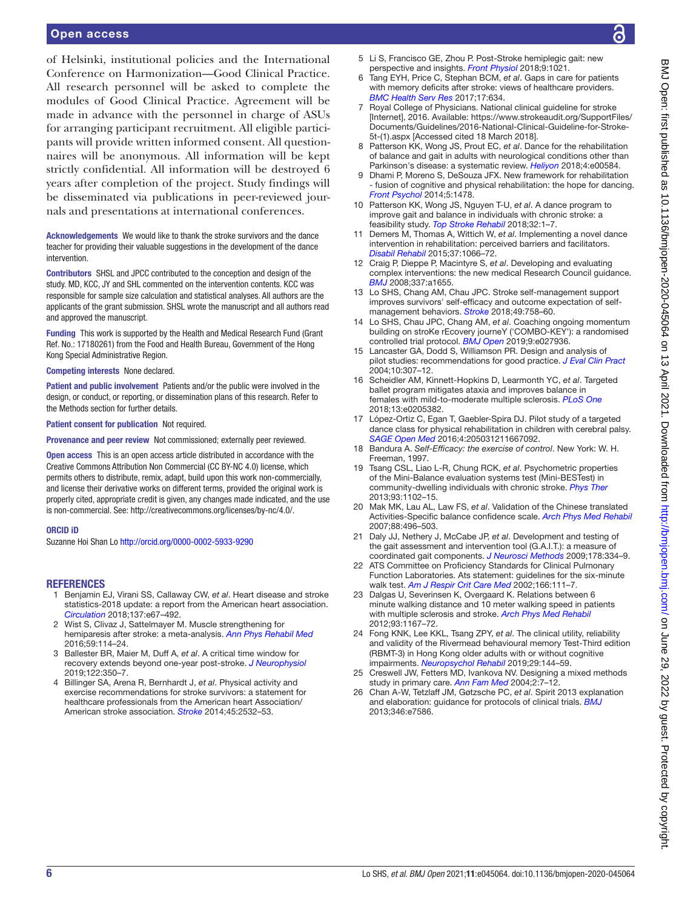of Helsinki, institutional policies and the International Conference on Harmonization—Good Clinical Practice. All research personnel will be asked to complete the modules of Good Clinical Practice. Agreement will be made in advance with the personnel in charge of ASUs for arranging participant recruitment. All eligible participants will provide written informed consent. All questionnaires will be anonymous. All information will be kept strictly confidential. All information will be destroyed 6 years after completion of the project. Study findings will be disseminated via publications in peer-reviewed journals and presentations at international conferences.

**Acknowledgements** We would like to thank the stroke survivors and the dance teacher for providing their valuable suggestions in the development of the dance intervention.

**Contributors** SHSL and JPCC contributed to the conception and design of the study. MD, KCC, JY and SHL commented on the intervention contents. KCC was responsible for sample size calculation and statistical analyses. All authors are the applicants of the grant submission. SHSL wrote the manuscript and all authors read and approved the manuscript.

**Funding** This work is supported by the Health and Medical Research Fund (Grant Ref. No.: 17180261) from the Food and Health Bureau, Government of the Hong Kong Special Administrative Region.

**Competing interests** None declared.

**Patient and public involvement** Patients and/or the public were involved in the design, or conduct, or reporting, or dissemination plans of this research. Refer to the Methods section for further details.

**Patient consent for publication** Not required.

**Provenance and peer review** Not commissioned; externally peer reviewed.

**Open access** This is an open access article distributed in accordance with the Creative Commons Attribution Non Commercial (CC BY-NC 4.0) license, which permits others to distribute, remix, adapt, build upon this work non-commercially, and license their derivative works on different terms, provided the original work is properly cited, appropriate credit is given, any changes made indicated, and the use is non-commercial. See: http://creativecommons.org/licenses/by-nc/4.0/.

**ORCID iD**

Suzanne Hoi Shan Lo http://orcid.org/0000-0002-5933-9290

## REFERENCES

1. Benjamin EJ, Virani SS, Callaway CW, *et al*. Heart disease and stroke statistics-2018 update: a report from the American heart association. *Circulation* 2018;137:e67–492.
2. Wist S, Clivaz J, Sattelmayer M. Muscle strengthening for hemiparesis after stroke: a meta-analysis. *Ann Phys Rehabil Med* 2016;59:114–24.
3. Ballester BR, Maier M, Duff A, *et al*. A critical time window for recovery extends beyond one-year post-stroke. *J Neurophysiol* 2019;122:350–7.
4. Billinger SA, Arena R, Bernhardt J, *et al*. Physical activity and exercise recommendations for stroke survivors: a statement for healthcare professionals from the American heart Association/American stroke association. *Stroke* 2014;45:2532–53.
5. Li S, Francisco GE, Zhou P. Post-Stroke hemiplegic gait: new perspective and insights. *Front Physiol* 2018;9:1021.
6. Tang EYH, Price C, Stephan BCM, *et al*. Gaps in care for patients with memory deficits after stroke: views of healthcare providers. *BMC Health Serv Res* 2017;17:634.
7. Royal College of Physicians. National clinical guideline for stroke [Internet], 2016. Available: https://www.strokeaudit.org/SupportFiles/Documents/Guidelines/2016-National-Clinical-Guideline-for-Stroke-5t-(1).aspx [Accessed cited 18 March 2018].
8. Patterson KK, Wong JS, Prout EC, *et al*. Dance for the rehabilitation of balance and gait in adults with neurological conditions other than Parkinson's disease: a systematic review. *Heliyon* 2018;4:e00584.
9. Dhami P, Moreno S, DeSouza JFX. New framework for rehabilitation - fusion of cognitive and physical rehabilitation: the hope for dancing. *Front Psychol* 2014;5:1478.
10. Patterson KK, Wong JS, Nguyen T-U, *et al*. A dance program to improve gait and balance in individuals with chronic stroke: a feasibility study. *Top Stroke Rehabil* 2018;32:1–7.
11. Demers M, Thomas A, Wittich W, *et al*. Implementing a novel dance intervention in rehabilitation: perceived barriers and facilitators. *Disabil Rehabil* 2015;37:1066–72.
12. Craig P, Dieppe P, Macintyre S, *et al*. Developing and evaluating complex interventions: the new medical Research Council guidance. *BMJ* 2008;337:a1655.
13. Lo SHS, Chang AM, Chau JPC. Stroke self-management support improves survivors' self-efficacy and outcome expectation of self-management behaviors. *Stroke* 2018;49:758–60.
14. Lo SHS, Chau JPC, Chang AM, *et al*. Coaching ongoing momentum building on stroKe rEcovery journeY ('COMBO-KEY'): a randomised controlled trial protocol. *BMJ Open* 2019;9:e027936.
15. Lancaster GA, Dodd S, Williamson PR. Design and analysis of pilot studies: recommendations for good practice. *J Eval Clin Pract* 2004;10:307–12.
16. Scheidler AM, Kinnett-Hopkins D, Learmonth YC, *et al*. Targeted ballet program mitigates ataxia and improves balance in females with mild-to-moderate multiple sclerosis. *PLoS One* 2018;13:e0205382.
17. López-Ortiz C, Egan T, Gaebler-Spira DJ. Pilot study of a targeted dance class for physical rehabilitation in children with cerebral palsy. *SAGE Open Med* 2016;4:205031211667092.
18. Bandura A. *Self-Efficacy: the exercise of control*. New York: W. H. Freeman, 1997.
19. Tsang CSL, Liao L-R, Chung RCK, *et al*. Psychometric properties of the Mini-Balance evaluation systems test (Mini-BESTest) in community-dwelling individuals with chronic stroke. *Phys Ther* 2013;93:1102–15.
20. Mak MK, Lau AL, Law FS, *et al*. Validation of the Chinese translated Activities-Specific balance confidence scale. *Arch Phys Med Rehabil* 2007;88:496–503.
21. Daly JJ, Nethery J, McCabe JP, *et al*. Development and testing of the gait assessment and intervention tool (G.A.I.T.): a measure of coordinated gait components. *J Neurosci Methods* 2009;178:334–9.
22. ATS Committee on Proficiency Standards for Clinical Pulmonary Function Laboratories. Ats statement: guidelines for the six-minute walk test. *Am J Respir Crit Care Med* 2002;166:111–7.
23. Dalgas U, Severinsen K, Overgaard K. Relations between 6 minute walking distance and 10 meter walking speed in patients with multiple sclerosis and stroke. *Arch Phys Med Rehabil* 2012;93:1167–72.
24. Fong KNK, Lee KKL, Tsang ZPY, *et al*. The clinical utility, reliability and validity of the Rivermead behavioural memory Test-Third edition (RBMT-3) in Hong Kong older adults with or without cognitive impairments. *Neuropsychol Rehabil* 2019;29:144–59.
25. Creswell JW, Fetters MD, Ivankova NV. Designing a mixed methods study in primary care. *Ann Fam Med* 2004;2:7–12.
26. Chan A-W, Tetzlaff JM, Gøtzsche PC, *et al*. Spirit 2013 explanation and elaboration: guidance for protocols of clinical trials. *BMJ* 2013;346:e7586.